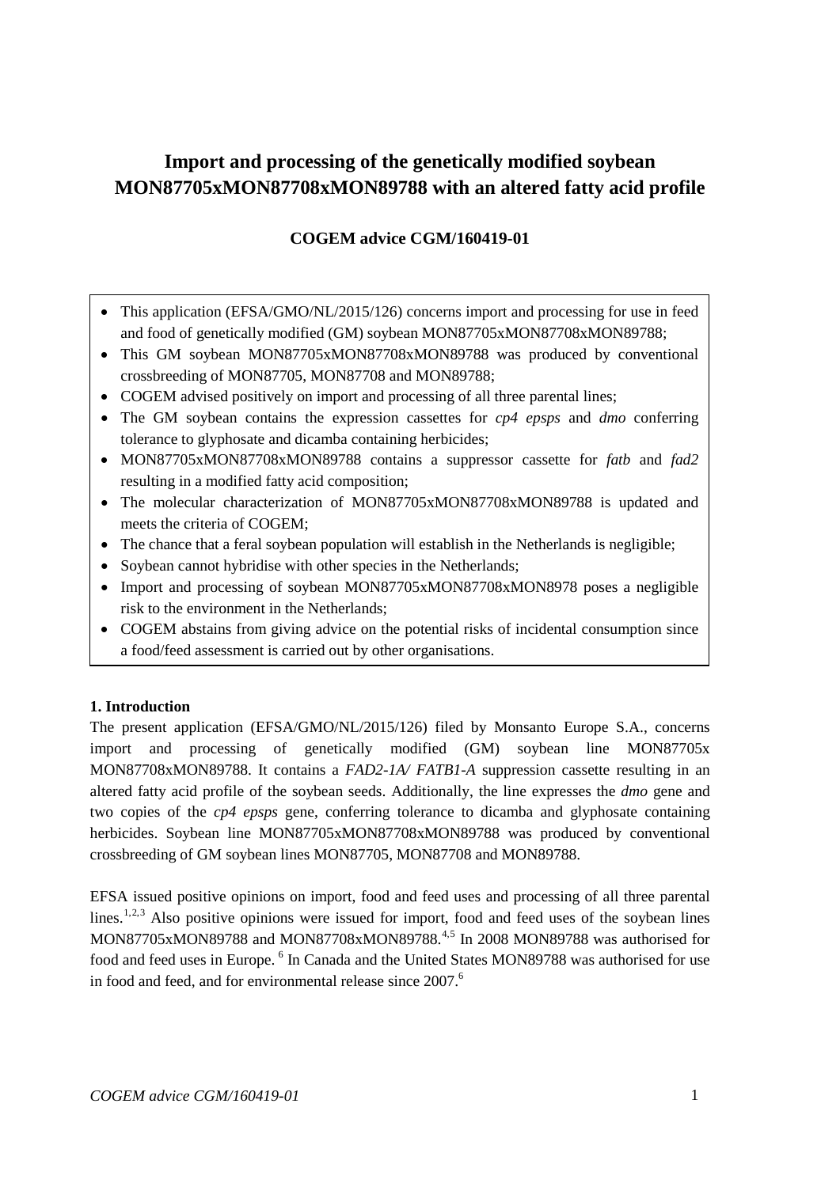# Import and processing of the genetically modified soybean MON87705xMON87708xMON89788 with an altered fatty acid profile

**COGEM advice CGM/160419-01**

- This application (EFSA/GMO/NL/2015/126) concerns import and processing for use in feed and food of genetically modified (GM) soybean MON87705xMON87708xMON89788;
- This GM soybean MON87705xMON87708xMON89788 was produced by conventional crossbreeding of MON87705, MON87708 and MON89788;
- COGEM advised positively on import and processing of all three parental lines;
- The GM soybean contains the expression cassettes for *cp4 epsps* and *dmo* conferring tolerance to glyphosate and dicamba containing herbicides;
- MON87705xMON87708xMON89788 contains a suppressor cassette for *fatb* and *fad2* resulting in a modified fatty acid composition;
- The molecular characterization of MON87705xMON87708xMON89788 is updated and meets the criteria of COGEM;
- The chance that a feral soybean population will establish in the Netherlands is negligible;
- Soybean cannot hybridise with other species in the Netherlands;
- Import and processing of soybean MON87705xMON87708xMON8978 poses a negligible risk to the environment in the Netherlands;
- COGEM abstains from giving advice on the potential risks of incidental consumption since a food/feed assessment is carried out by other organisations.

## 1. Introduction

The present application (EFSA/GMO/NL/2015/126) filed by Monsanto Europe S.A., concerns import and processing of genetically modified (GM) soybean line MON87705x MON87708xMON89788. It contains a *FAD2-1A/ FATB1-A* suppression cassette resulting in an altered fatty acid profile of the soybean seeds. Additionally, the line expresses the *dmo* gene and two copies of the *cp4 epsps* gene, conferring tolerance to dicamba and glyphosate containing herbicides. Soybean line MON87705xMON87708xMON89788 was produced by conventional crossbreeding of GM soybean lines MON87705, MON87708 and MON89788.

EFSA issued positive opinions on import, food and feed uses and processing of all three parental lines.[1,2,3] Also positive opinions were issued for import, food and feed uses of the soybean lines MON87705xMON89788 and MON87708xMON89788.[4,5] In 2008 MON89788 was authorised for food and feed uses in Europe. [6] In Canada and the United States MON89788 was authorised for use in food and feed, and for environmental release since 2007.[6]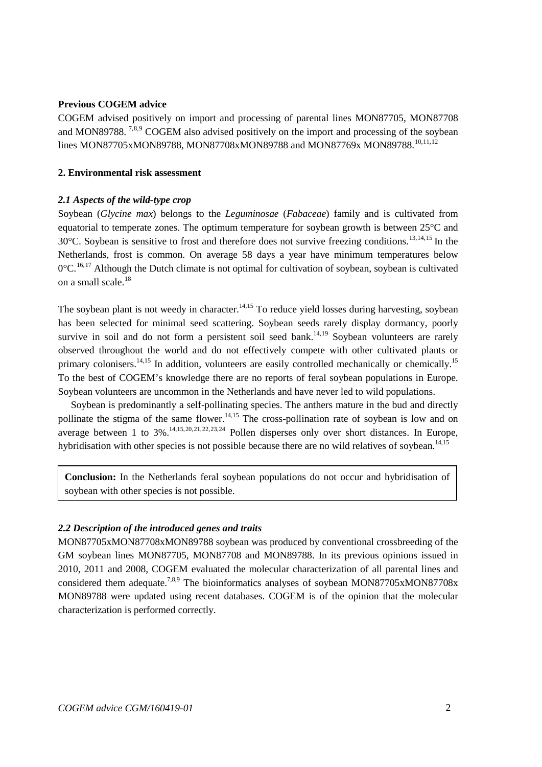**Previous COGEM advice**

COGEM advised positively on import and processing of parental lines MON87705, MON87708 and MON89788. [7,8,9] COGEM also advised positively on the import and processing of the soybean lines MON87705xMON89788, MON87708xMON89788 and MON87769x MON89788.[10,11,12]

**2. Environmental risk assessment**

***2.1 Aspects of the wild-type crop***

Soybean (*Glycine max*) belongs to the *Leguminosae* (*Fabaceae*) family and is cultivated from equatorial to temperate zones. The optimum temperature for soybean growth is between 25°C and 30°C. Soybean is sensitive to frost and therefore does not survive freezing conditions.[13,14,15] In the Netherlands, frost is common. On average 58 days a year have minimum temperatures below 0°C.[16,17] Although the Dutch climate is not optimal for cultivation of soybean, soybean is cultivated on a small scale.[18]

The soybean plant is not weedy in character.[14,15] To reduce yield losses during harvesting, soybean has been selected for minimal seed scattering. Soybean seeds rarely display dormancy, poorly survive in soil and do not form a persistent soil seed bank.[14,19] Soybean volunteers are rarely observed throughout the world and do not effectively compete with other cultivated plants or primary colonisers.[14,15] In addition, volunteers are easily controlled mechanically or chemically.[15] To the best of COGEM's knowledge there are no reports of feral soybean populations in Europe. Soybean volunteers are uncommon in the Netherlands and have never led to wild populations.

Soybean is predominantly a self-pollinating species. The anthers mature in the bud and directly pollinate the stigma of the same flower.[14,15] The cross-pollination rate of soybean is low and on average between 1 to 3%.[14,15,20,21,22,23,24] Pollen disperses only over short distances. In Europe, hybridisation with other species is not possible because there are no wild relatives of soybean.[14,15]

**Conclusion:** In the Netherlands feral soybean populations do not occur and hybridisation of soybean with other species is not possible.

***2.2 Description of the introduced genes and traits***

MON87705xMON87708xMON89788 soybean was produced by conventional crossbreeding of the GM soybean lines MON87705, MON87708 and MON89788. In its previous opinions issued in 2010, 2011 and 2008, COGEM evaluated the molecular characterization of all parental lines and considered them adequate.[7,8,9] The bioinformatics analyses of soybean MON87705xMON87708x MON89788 were updated using recent databases. COGEM is of the opinion that the molecular characterization is performed correctly.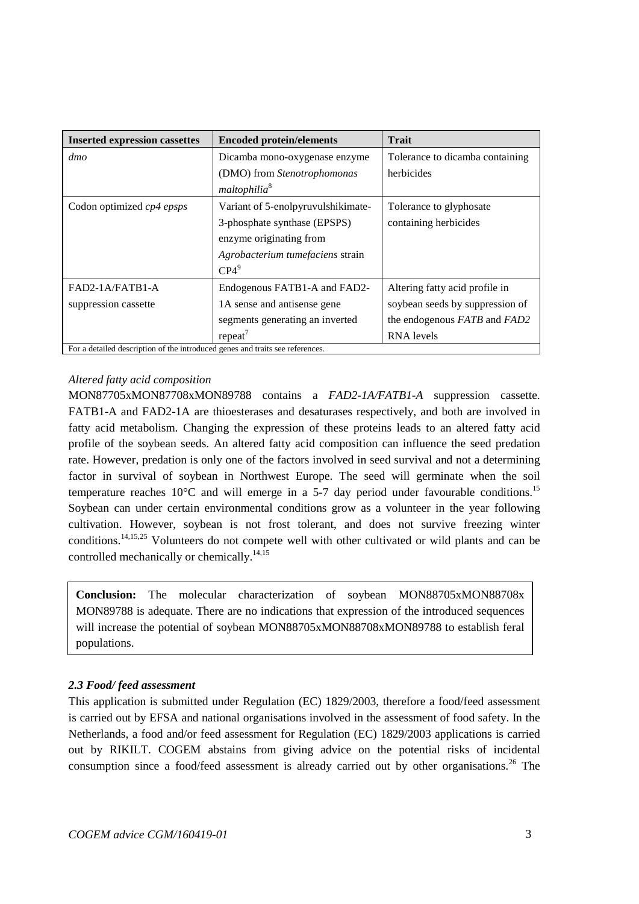| **Inserted expression cassettes** | **Encoded protein/elements** | **Trait** |
| --- | --- | --- |
| *dmo* | Dicamba mono-oxygenase enzyme (DMO) from *Stenotrophomonas maltophilia*[8] | Tolerance to dicamba containing herbicides |
| Codon optimized *cp4 epsps* | Variant of 5-enolpyruvulshikimate-3-phosphate synthase (EPSPS) enzyme originating from *Agrobacterium tumefaciens* strain CP4[9] | Tolerance to glyphosate containing herbicides |
| FAD2-1A/FATB1-A suppression cassette | Endogenous FATB1-A and FAD2-1A sense and antisense gene segments generating an inverted repeat[7] | Altering fatty acid profile in soybean seeds by suppression of the endogenous *FATB* and *FAD2* RNA levels |

For a detailed description of the introduced genes and traits see references.

*Altered fatty acid composition*

MON87705xMON87708xMON89788 contains a *FAD2-1A/FATB1-A* suppression cassette. FATB1-A and FAD2-1A are thioesterases and desaturases respectively, and both are involved in fatty acid metabolism. Changing the expression of these proteins leads to an altered fatty acid profile of the soybean seeds. An altered fatty acid composition can influence the seed predation rate. However, predation is only one of the factors involved in seed survival and not a determining factor in survival of soybean in Northwest Europe. The seed will germinate when the soil temperature reaches 10°C and will emerge in a 5-7 day period under favourable conditions.[15] Soybean can under certain environmental conditions grow as a volunteer in the year following cultivation. However, soybean is not frost tolerant, and does not survive freezing winter conditions.[14,15,25] Volunteers do not compete well with other cultivated or wild plants and can be controlled mechanically or chemically.[14,15]

**Conclusion:** The molecular characterization of soybean MON88705xMON88708x MON89788 is adequate. There are no indications that expression of the introduced sequences will increase the potential of soybean MON88705xMON88708xMON89788 to establish feral populations.

### *2.3 Food/ feed assessment*

This application is submitted under Regulation (EC) 1829/2003, therefore a food/feed assessment is carried out by EFSA and national organisations involved in the assessment of food safety. In the Netherlands, a food and/or feed assessment for Regulation (EC) 1829/2003 applications is carried out by RIKILT. COGEM abstains from giving advice on the potential risks of incidental consumption since a food/feed assessment is already carried out by other organisations.[26] The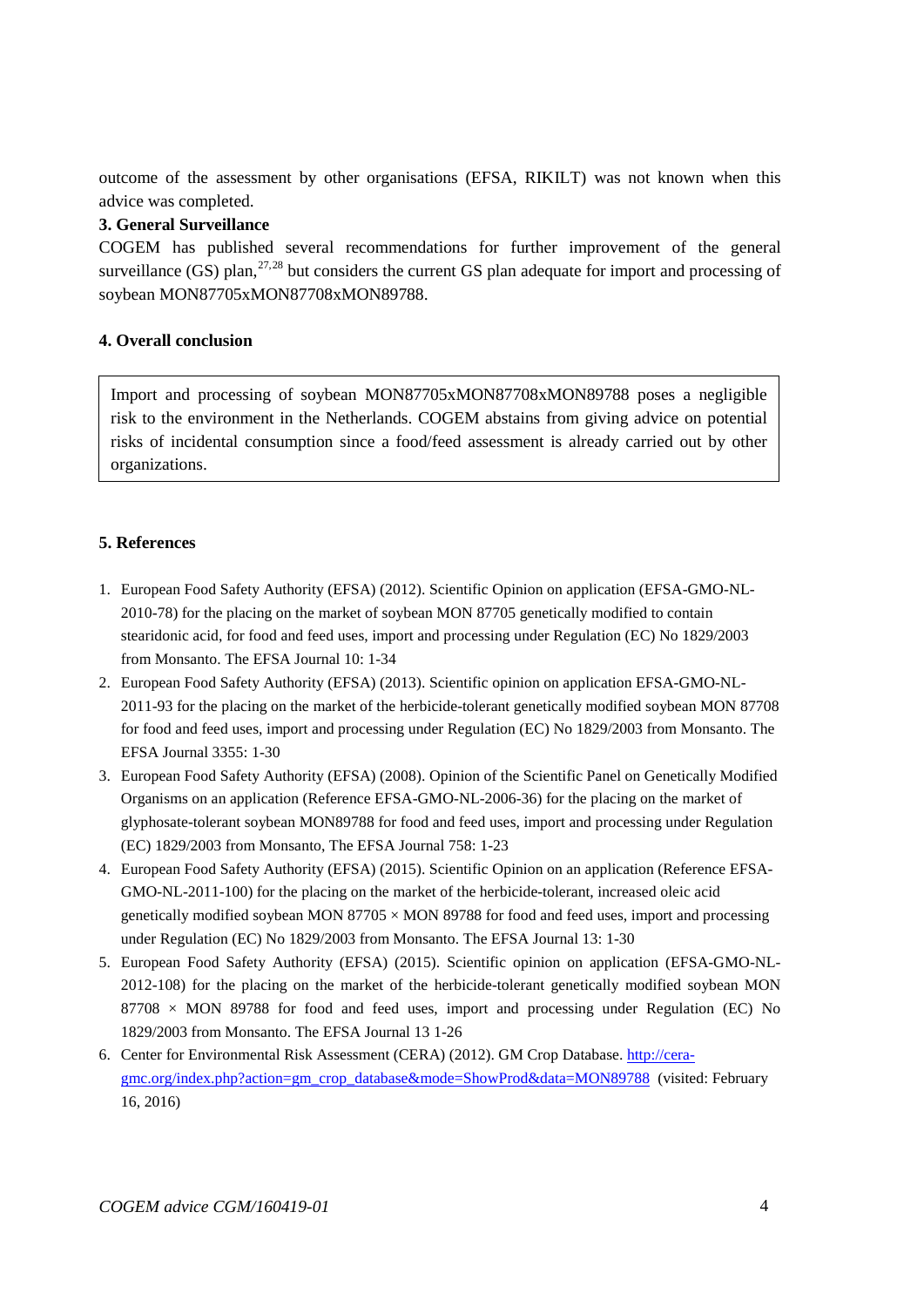outcome of the assessment by other organisations (EFSA, RIKILT) was not known when this advice was completed.

### 3. General Surveillance

COGEM has published several recommendations for further improvement of the general surveillance (GS) plan,[27,28] but considers the current GS plan adequate for import and processing of soybean MON87705xMON87708xMON89788.

### 4. Overall conclusion

> Import and processing of soybean MON87705xMON87708xMON89788 poses a negligible risk to the environment in the Netherlands. COGEM abstains from giving advice on potential risks of incidental consumption since a food/feed assessment is already carried out by other organizations.

### 5. References

1. European Food Safety Authority (EFSA) (2012). Scientific Opinion on application (EFSA-GMO-NL-2010-78) for the placing on the market of soybean MON 87705 genetically modified to contain stearidonic acid, for food and feed uses, import and processing under Regulation (EC) No 1829/2003 from Monsanto. The EFSA Journal 10: 1-34
2. European Food Safety Authority (EFSA) (2013). Scientific opinion on application EFSA-GMO-NL-2011-93 for the placing on the market of the herbicide-tolerant genetically modified soybean MON 87708 for food and feed uses, import and processing under Regulation (EC) No 1829/2003 from Monsanto. The EFSA Journal 3355: 1-30
3. European Food Safety Authority (EFSA) (2008). Opinion of the Scientific Panel on Genetically Modified Organisms on an application (Reference EFSA-GMO-NL-2006-36) for the placing on the market of glyphosate-tolerant soybean MON89788 for food and feed uses, import and processing under Regulation (EC) 1829/2003 from Monsanto, The EFSA Journal 758: 1-23
4. European Food Safety Authority (EFSA) (2015). Scientific Opinion on an application (Reference EFSA-GMO-NL-2011-100) for the placing on the market of the herbicide-tolerant, increased oleic acid genetically modified soybean MON 87705 × MON 89788 for food and feed uses, import and processing under Regulation (EC) No 1829/2003 from Monsanto. The EFSA Journal 13: 1-30
5. European Food Safety Authority (EFSA) (2015). Scientific opinion on application (EFSA-GMO-NL-2012-108) for the placing on the market of the herbicide-tolerant genetically modified soybean MON 87708 × MON 89788 for food and feed uses, import and processing under Regulation (EC) No 1829/2003 from Monsanto. The EFSA Journal 13 1-26
6. Center for Environmental Risk Assessment (CERA) (2012). GM Crop Database. http://cera-gmc.org/index.php?action=gm_crop_database&mode=ShowProd&data=MON89788 (visited: February 16, 2016)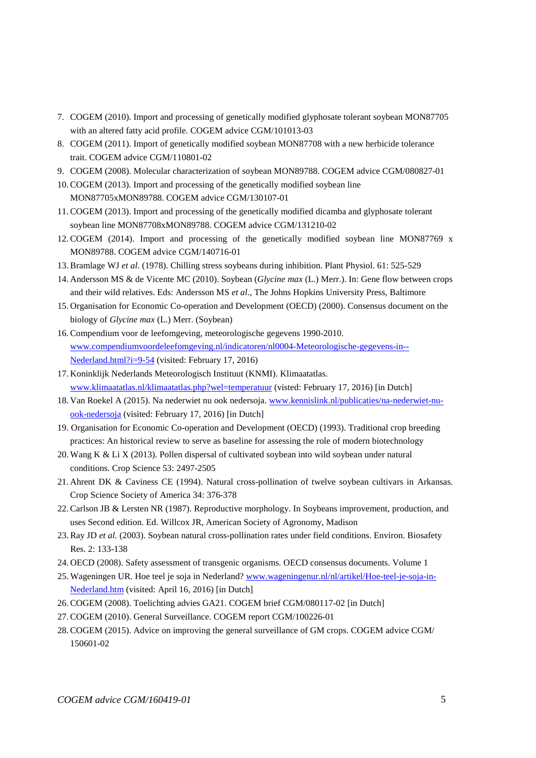7. COGEM (2010). Import and processing of genetically modified glyphosate tolerant soybean MON87705 with an altered fatty acid profile. COGEM advice CGM/101013-03
8. COGEM (2011). Import of genetically modified soybean MON87708 with a new herbicide tolerance trait. COGEM advice CGM/110801-02
9. COGEM (2008). Molecular characterization of soybean MON89788. COGEM advice CGM/080827-01
10. COGEM (2013). Import and processing of the genetically modified soybean line MON87705xMON89788. COGEM advice CGM/130107-01
11. COGEM (2013). Import and processing of the genetically modified dicamba and glyphosate tolerant soybean line MON87708xMON89788. COGEM advice CGM/131210-02
12. COGEM (2014). Import and processing of the genetically modified soybean line MON87769 x MON89788. COGEM advice CGM/140716-01
13. Bramlage WJ *et al.* (1978). Chilling stress soybeans during inhibition. Plant Physiol. 61: 525-529
14. Andersson MS & de Vicente MC (2010). Soybean (*Glycine max* (L.) Merr.). In: Gene flow between crops and their wild relatives. Eds: Andersson MS *et al*., The Johns Hopkins University Press, Baltimore
15. Organisation for Economic Co-operation and Development (OECD) (2000). Consensus document on the biology of *Glycine max* (L.) Merr. (Soybean)
16. Compendium voor de leefomgeving, meteorologische gegevens 1990-2010. [www.compendiumvoordeleefomgeving.nl/indicatoren/nl0004-Meteorologische-gegevens-in--Nederland.html?i=9-54](www.compendiumvoordeleefomgeving.nl/indicatoren/nl0004-Meteorologische-gegevens-in--Nederland.html?i=9-54) (visited: February 17, 2016)
17. Koninklijk Nederlands Meteorologisch Instituut (KNMI). Klimaatatlas. [www.klimaatatlas.nl/klimaatatlas.php?wel=temperatuur](www.klimaatatlas.nl/klimaatatlas.php?wel=temperatuur) (visted: February 17, 2016) [in Dutch]
18. Van Roekel A (2015). Na nederwiet nu ook nedersoja. [www.kennislink.nl/publicaties/na-nederwiet-nu-ook-nedersoja](www.kennislink.nl/publicaties/na-nederwiet-nu-ook-nedersoja) (visited: February 17, 2016) [in Dutch]
19. Organisation for Economic Co-operation and Development (OECD) (1993). Traditional crop breeding practices: An historical review to serve as baseline for assessing the role of modern biotechnology
20. Wang K & Li X (2013). Pollen dispersal of cultivated soybean into wild soybean under natural conditions. Crop Science 53: 2497-2505
21. Ahrent DK & Caviness CE (1994). Natural cross-pollination of twelve soybean cultivars in Arkansas. Crop Science Society of America 34: 376-378
22. Carlson JB & Lersten NR (1987). Reproductive morphology. In Soybeans improvement, production, and uses Second edition. Ed. Willcox JR, American Society of Agronomy, Madison
23. Ray JD *et al.* (2003). Soybean natural cross-pollination rates under field conditions. Environ. Biosafety Res. 2: 133-138
24. OECD (2008). Safety assessment of transgenic organisms. OECD consensus documents. Volume 1
25. Wageningen UR. Hoe teel je soja in Nederland? [www.wageningenur.nl/nl/artikel/Hoe-teel-je-soja-in-Nederland.htm](www.wageningenur.nl/nl/artikel/Hoe-teel-je-soja-in-Nederland.htm) (visited: April 16, 2016) [in Dutch]
26. COGEM (2008). Toelichting advies GA21. COGEM brief CGM/080117-02 [in Dutch]
27. COGEM (2010). General Surveillance. COGEM report CGM/100226-01
28. COGEM (2015). Advice on improving the general surveillance of GM crops. COGEM advice CGM/150601-02